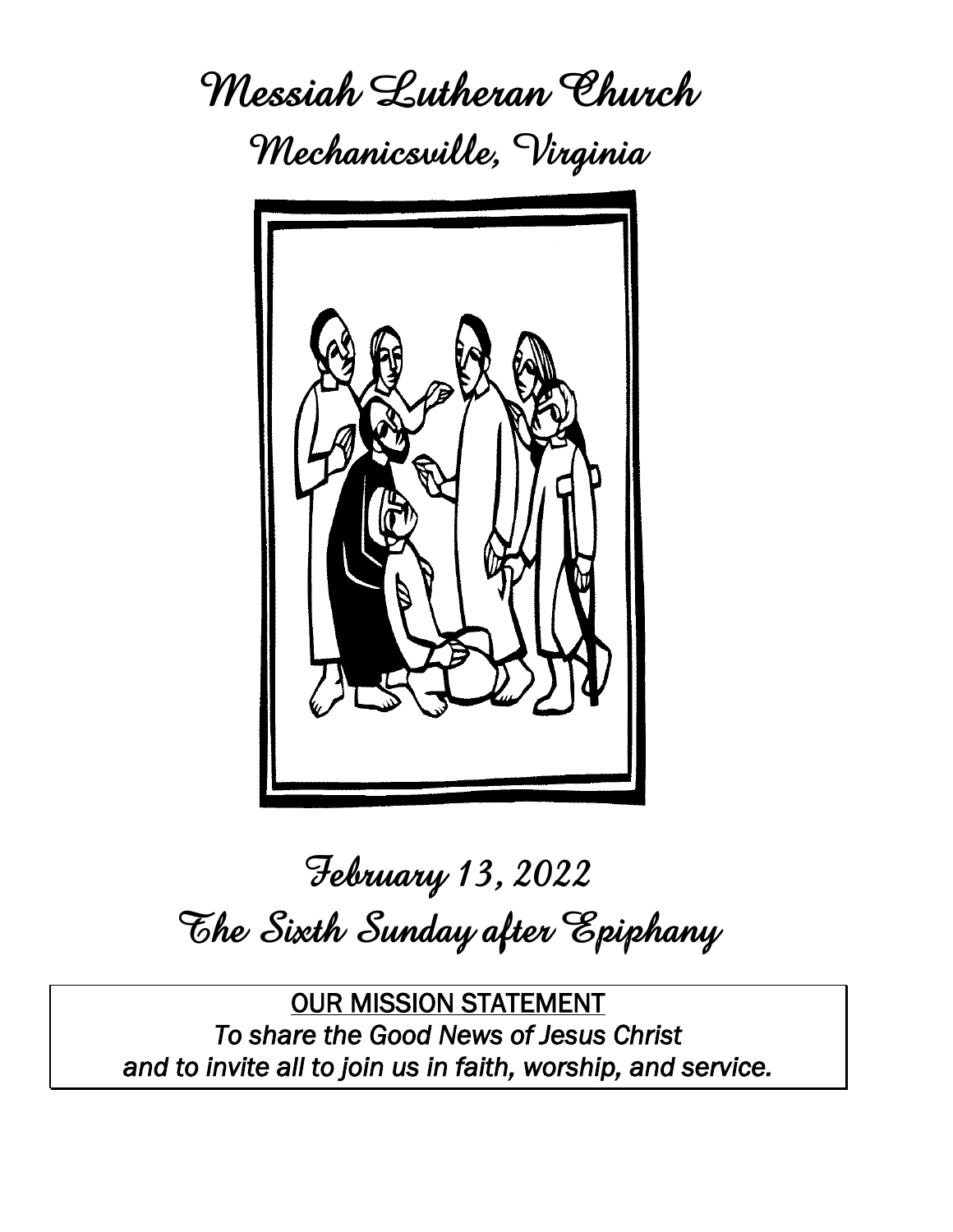# Messiah Lutheran Church

## Mechanicsville, Virginia

## February 13, 2022

## The Sixth Sunday after Epiphany

**OUR MISSION STATEMENT**

*To share the Good News of Jesus Christ*
*and to invite all to join us in faith, worship, and service.*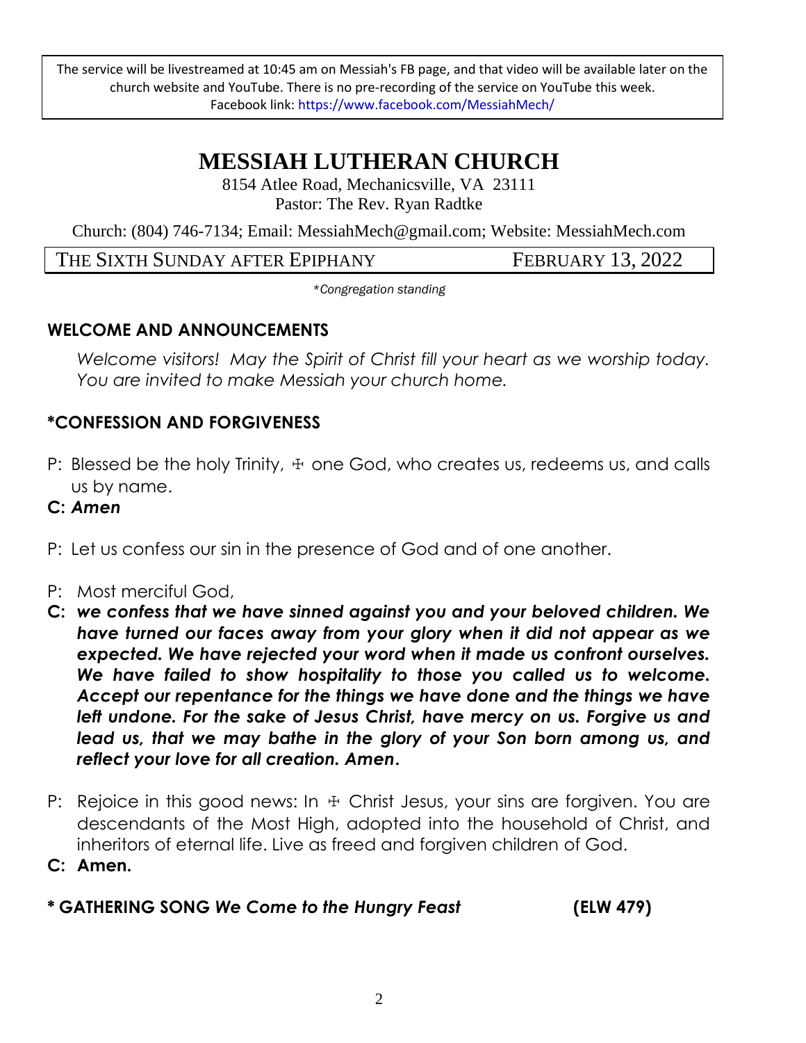The service will be livestreamed at 10:45 am on Messiah's FB page, and that video will be available later on the church website and YouTube. There is no pre-recording of the service on YouTube this week.
Facebook link: https://www.facebook.com/MessiahMech/

# MESSIAH LUTHERAN CHURCH

8154 Atlee Road, Mechanicsville, VA 23111
Pastor: The Rev. Ryan Radtke

Church: (804) 746-7134; Email: MessiahMech@gmail.com; Website: MessiahMech.com

THE SIXTH SUNDAY AFTER EPIPHANY — FEBRUARY 13, 2022

*\*Congregation standing*

## WELCOME AND ANNOUNCEMENTS

*Welcome visitors! May the Spirit of Christ fill your heart as we worship today. You are invited to make Messiah your church home.*

## *CONFESSION AND FORGIVENESS

P: Blessed be the holy Trinity, ☩ one God, who creates us, redeems us, and calls us by name.

**C: *Amen***

P: Let us confess our sin in the presence of God and of one another.

P: Most merciful God,

**C: *we confess that we have sinned against you and your beloved children. We have turned our faces away from your glory when it did not appear as we expected. We have rejected your word when it made us confront ourselves. We have failed to show hospitality to those you called us to welcome. Accept our repentance for the things we have done and the things we have left undone. For the sake of Jesus Christ, have mercy on us. Forgive us and lead us, that we may bathe in the glory of your Son born among us, and reflect your love for all creation. Amen.***

P: Rejoice in this good news: In ☩ Christ Jesus, your sins are forgiven. You are descendants of the Most High, adopted into the household of Christ, and inheritors of eternal life. Live as freed and forgiven children of God.

**C: Amen.**

## * GATHERING SONG *We Come to the Hungry Feast* (ELW 479)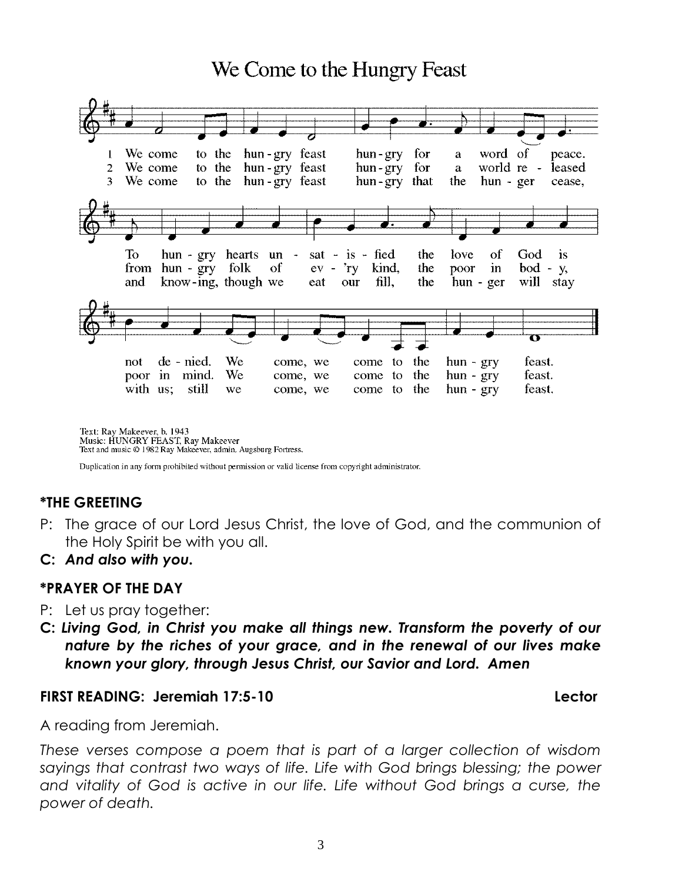## We Come to the Hungry Feast

1 We come to the hun-gry feast hun-gry for a word of peace. To hun-gry hearts un-sat-is-fied the love of God is not de-nied. We come, we come to the hun-gry feast.

2 We come to the hun-gry feast hun-gry for a world re-leased from hun-gry folk of ev-'ry kind, the poor in bod-y, poor in mind. We come, we come to the hun-gry feast.

3 We come to the hun-gry feast hun-gry that the hun-ger cease, and know-ing, though we eat our fill, the hun-ger will stay with us; still we come, we come to the hun-gry feast.

Text: Ray Makeever, b. 1943
Music: HUNGRY FEAST, Ray Makeever
Text and music © 1982 Ray Makeever, admin. Augsburg Fortress.

Duplication in any form prohibited without permission or valid license from copyright administrator.

### *THE GREETING

P: The grace of our Lord Jesus Christ, the love of God, and the communion of the Holy Spirit be with you all.

**C: *And also with you.***

### *PRAYER OF THE DAY

P: Let us pray together:

**C: *Living God, in Christ you make all things new. Transform the poverty of our nature by the riches of your grace, and in the renewal of our lives make known your glory, through Jesus Christ, our Savior and Lord. Amen***

### FIRST READING: Jeremiah 17:5-10 Lector

A reading from Jeremiah.

*These verses compose a poem that is part of a larger collection of wisdom sayings that contrast two ways of life. Life with God brings blessing; the power and vitality of God is active in our life. Life without God brings a curse, the power of death.*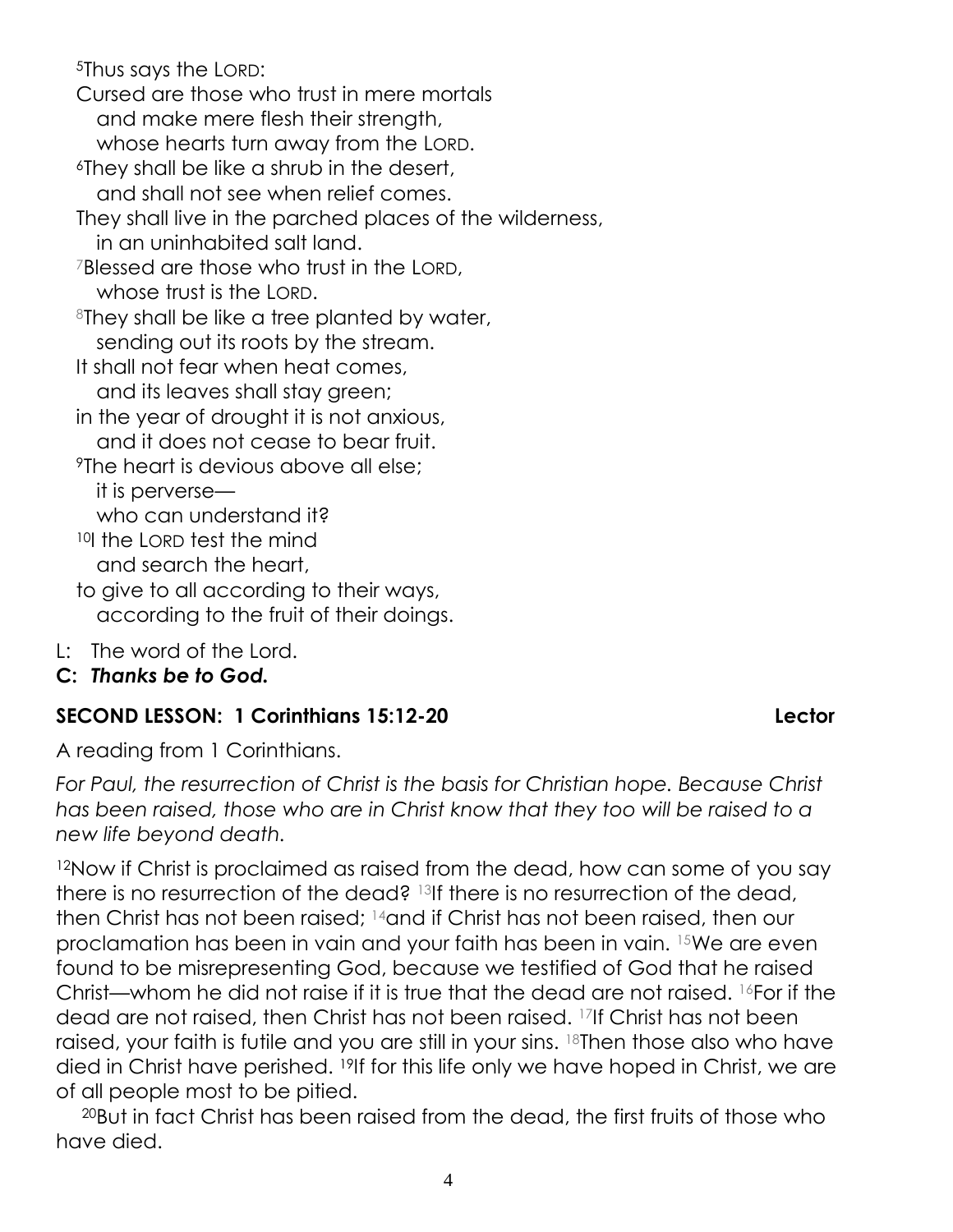[5]Thus says the LORD:
Cursed are those who trust in mere mortals
and make mere flesh their strength,
whose hearts turn away from the LORD.
[6]They shall be like a shrub in the desert,
and shall not see when relief comes.
They shall live in the parched places of the wilderness,
in an uninhabited salt land.
[7]Blessed are those who trust in the LORD,
whose trust is the LORD.
[8]They shall be like a tree planted by water,
sending out its roots by the stream.
It shall not fear when heat comes,
and its leaves shall stay green;
in the year of drought it is not anxious,
and it does not cease to bear fruit.
[9]The heart is devious above all else;
it is perverse—
who can understand it?
[10]I the LORD test the mind
and search the heart,
to give to all according to their ways,
according to the fruit of their doings.

L: The word of the Lord.
**C: *Thanks be to God.***

**SECOND LESSON: 1 Corinthians 15:12-20 Lector**

A reading from 1 Corinthians.

*For Paul, the resurrection of Christ is the basis for Christian hope. Because Christ has been raised, those who are in Christ know that they too will be raised to a new life beyond death.*

[12]Now if Christ is proclaimed as raised from the dead, how can some of you say there is no resurrection of the dead? [13]If there is no resurrection of the dead, then Christ has not been raised; [14]and if Christ has not been raised, then our proclamation has been in vain and your faith has been in vain. [15]We are even found to be misrepresenting God, because we testified of God that he raised Christ—whom he did not raise if it is true that the dead are not raised. [16]For if the dead are not raised, then Christ has not been raised. [17]If Christ has not been raised, your faith is futile and you are still in your sins. [18]Then those also who have died in Christ have perished. [19]If for this life only we have hoped in Christ, we are of all people most to be pitied.

[20]But in fact Christ has been raised from the dead, the first fruits of those who have died.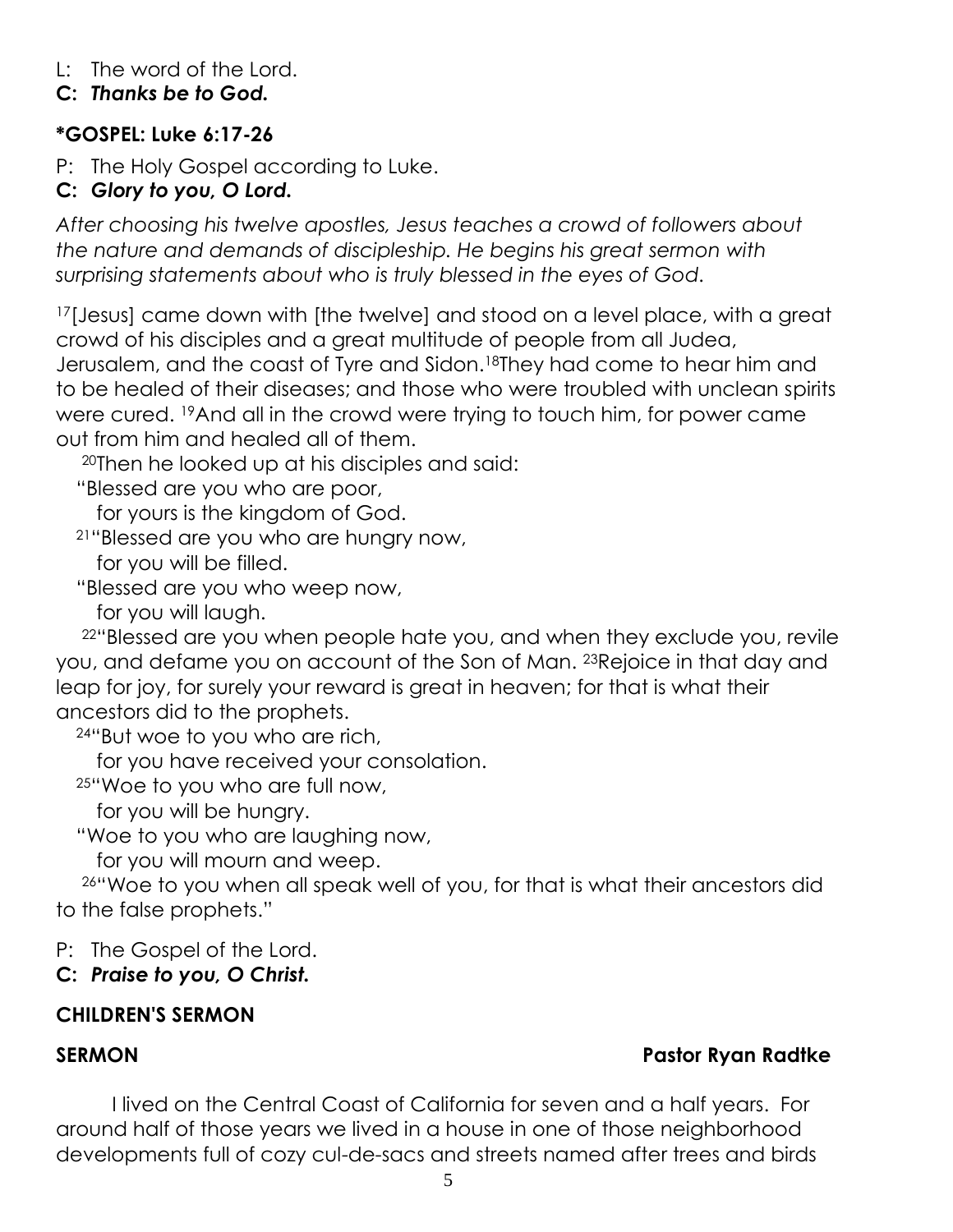L: The word of the Lord.
**C: *Thanks be to God.***

## *GOSPEL: Luke 6:17-26

P: The Holy Gospel according to Luke.
**C: *Glory to you, O Lord.***

*After choosing his twelve apostles, Jesus teaches a crowd of followers about the nature and demands of discipleship. He begins his great sermon with surprising statements about who is truly blessed in the eyes of God.*

[17][Jesus] came down with [the twelve] and stood on a level place, with a great crowd of his disciples and a great multitude of people from all Judea, Jerusalem, and the coast of Tyre and Sidon.[18]They had come to hear him and to be healed of their diseases; and those who were troubled with unclean spirits were cured. [19]And all in the crowd were trying to touch him, for power came out from him and healed all of them.

[20]Then he looked up at his disciples and said:
"Blessed are you who are poor,
for yours is the kingdom of God.
[21]"Blessed are you who are hungry now,
for you will be filled.
"Blessed are you who weep now,
for you will laugh.

[22]"Blessed are you when people hate you, and when they exclude you, revile you, and defame you on account of the Son of Man. [23]Rejoice in that day and leap for joy, for surely your reward is great in heaven; for that is what their ancestors did to the prophets.

[24]"But woe to you who are rich,
for you have received your consolation.
[25]"Woe to you who are full now,
for you will be hungry.
"Woe to you who are laughing now,
for you will mourn and weep.

[26]"Woe to you when all speak well of you, for that is what their ancestors did to the false prophets."

P: The Gospel of the Lord.
**C: *Praise to you, O Christ.***

## CHILDREN'S SERMON

## SERMON — Pastor Ryan Radtke

I lived on the Central Coast of California for seven and a half years. For around half of those years we lived in a house in one of those neighborhood developments full of cozy cul-de-sacs and streets named after trees and birds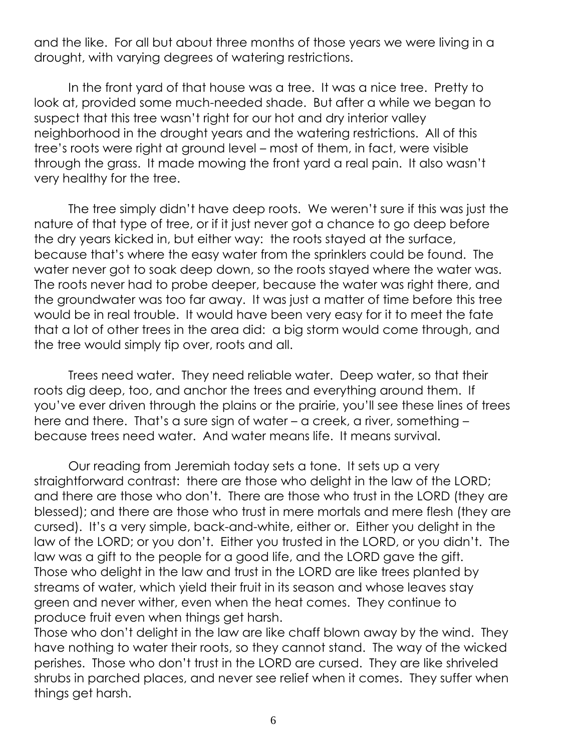and the like. For all but about three months of those years we were living in a drought, with varying degrees of watering restrictions.

In the front yard of that house was a tree. It was a nice tree. Pretty to look at, provided some much-needed shade. But after a while we began to suspect that this tree wasn't right for our hot and dry interior valley neighborhood in the drought years and the watering restrictions. All of this tree's roots were right at ground level – most of them, in fact, were visible through the grass. It made mowing the front yard a real pain. It also wasn't very healthy for the tree.

The tree simply didn't have deep roots. We weren't sure if this was just the nature of that type of tree, or if it just never got a chance to go deep before the dry years kicked in, but either way: the roots stayed at the surface, because that's where the easy water from the sprinklers could be found. The water never got to soak deep down, so the roots stayed where the water was. The roots never had to probe deeper, because the water was right there, and the groundwater was too far away. It was just a matter of time before this tree would be in real trouble. It would have been very easy for it to meet the fate that a lot of other trees in the area did: a big storm would come through, and the tree would simply tip over, roots and all.

Trees need water. They need reliable water. Deep water, so that their roots dig deep, too, and anchor the trees and everything around them. If you've ever driven through the plains or the prairie, you'll see these lines of trees here and there. That's a sure sign of water – a creek, a river, something – because trees need water. And water means life. It means survival.

Our reading from Jeremiah today sets a tone. It sets up a very straightforward contrast: there are those who delight in the law of the LORD; and there are those who don't. There are those who trust in the LORD (they are blessed); and there are those who trust in mere mortals and mere flesh (they are cursed). It's a very simple, back-and-white, either or. Either you delight in the law of the LORD; or you don't. Either you trusted in the LORD, or you didn't. The law was a gift to the people for a good life, and the LORD gave the gift. Those who delight in the law and trust in the LORD are like trees planted by streams of water, which yield their fruit in its season and whose leaves stay green and never wither, even when the heat comes. They continue to produce fruit even when things get harsh.

Those who don't delight in the law are like chaff blown away by the wind. They have nothing to water their roots, so they cannot stand. The way of the wicked perishes. Those who don't trust in the LORD are cursed. They are like shriveled shrubs in parched places, and never see relief when it comes. They suffer when things get harsh.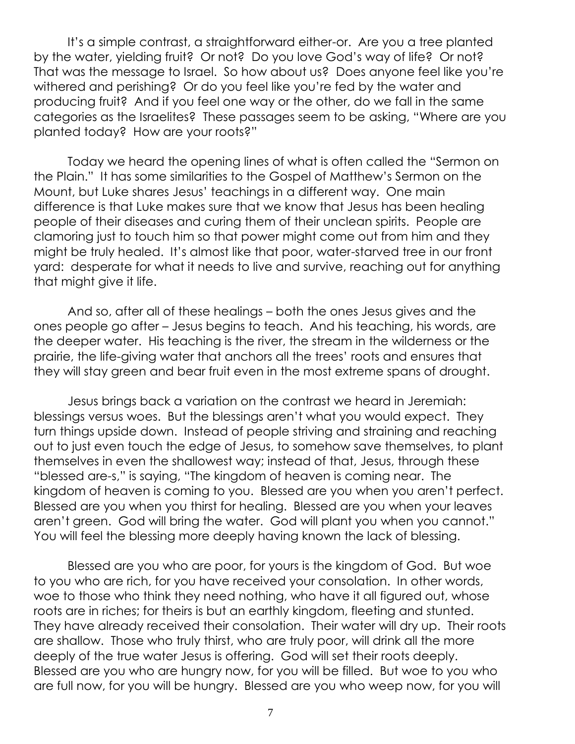It's a simple contrast, a straightforward either-or. Are you a tree planted by the water, yielding fruit? Or not? Do you love God's way of life? Or not? That was the message to Israel. So how about us? Does anyone feel like you're withered and perishing? Or do you feel like you're fed by the water and producing fruit? And if you feel one way or the other, do we fall in the same categories as the Israelites? These passages seem to be asking, "Where are you planted today? How are your roots?"

Today we heard the opening lines of what is often called the "Sermon on the Plain." It has some similarities to the Gospel of Matthew's Sermon on the Mount, but Luke shares Jesus' teachings in a different way. One main difference is that Luke makes sure that we know that Jesus has been healing people of their diseases and curing them of their unclean spirits. People are clamoring just to touch him so that power might come out from him and they might be truly healed. It's almost like that poor, water-starved tree in our front yard: desperate for what it needs to live and survive, reaching out for anything that might give it life.

And so, after all of these healings – both the ones Jesus gives and the ones people go after – Jesus begins to teach. And his teaching, his words, are the deeper water. His teaching is the river, the stream in the wilderness or the prairie, the life-giving water that anchors all the trees' roots and ensures that they will stay green and bear fruit even in the most extreme spans of drought.

Jesus brings back a variation on the contrast we heard in Jeremiah: blessings versus woes. But the blessings aren't what you would expect. They turn things upside down. Instead of people striving and straining and reaching out to just even touch the edge of Jesus, to somehow save themselves, to plant themselves in even the shallowest way; instead of that, Jesus, through these "blessed are-s," is saying, "The kingdom of heaven is coming near. The kingdom of heaven is coming to you. Blessed are you when you aren't perfect. Blessed are you when you thirst for healing. Blessed are you when your leaves aren't green. God will bring the water. God will plant you when you cannot." You will feel the blessing more deeply having known the lack of blessing.

Blessed are you who are poor, for yours is the kingdom of God. But woe to you who are rich, for you have received your consolation. In other words, woe to those who think they need nothing, who have it all figured out, whose roots are in riches; for theirs is but an earthly kingdom, fleeting and stunted. They have already received their consolation. Their water will dry up. Their roots are shallow. Those who truly thirst, who are truly poor, will drink all the more deeply of the true water Jesus is offering. God will set their roots deeply. Blessed are you who are hungry now, for you will be filled. But woe to you who are full now, for you will be hungry. Blessed are you who weep now, for you will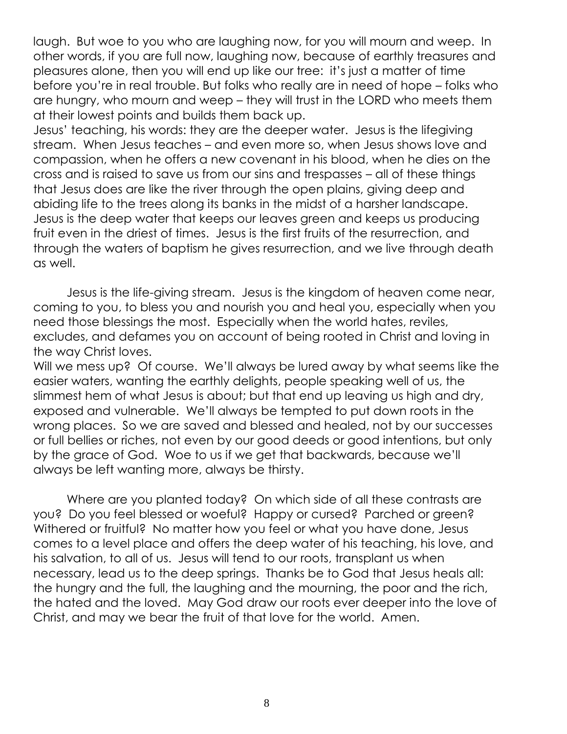laugh. But woe to you who are laughing now, for you will mourn and weep. In other words, if you are full now, laughing now, because of earthly treasures and pleasures alone, then you will end up like our tree: it's just a matter of time before you're in real trouble. But folks who really are in need of hope – folks who are hungry, who mourn and weep – they will trust in the LORD who meets them at their lowest points and builds them back up.

Jesus' teaching, his words: they are the deeper water. Jesus is the lifegiving stream. When Jesus teaches – and even more so, when Jesus shows love and compassion, when he offers a new covenant in his blood, when he dies on the cross and is raised to save us from our sins and trespasses – all of these things that Jesus does are like the river through the open plains, giving deep and abiding life to the trees along its banks in the midst of a harsher landscape. Jesus is the deep water that keeps our leaves green and keeps us producing fruit even in the driest of times. Jesus is the first fruits of the resurrection, and through the waters of baptism he gives resurrection, and we live through death as well.

Jesus is the life-giving stream. Jesus is the kingdom of heaven come near, coming to you, to bless you and nourish you and heal you, especially when you need those blessings the most. Especially when the world hates, reviles, excludes, and defames you on account of being rooted in Christ and loving in the way Christ loves.

Will we mess up? Of course. We'll always be lured away by what seems like the easier waters, wanting the earthly delights, people speaking well of us, the slimmest hem of what Jesus is about; but that end up leaving us high and dry, exposed and vulnerable. We'll always be tempted to put down roots in the wrong places. So we are saved and blessed and healed, not by our successes or full bellies or riches, not even by our good deeds or good intentions, but only by the grace of God. Woe to us if we get that backwards, because we'll always be left wanting more, always be thirsty.

Where are you planted today? On which side of all these contrasts are you? Do you feel blessed or woeful? Happy or cursed? Parched or green? Withered or fruitful? No matter how you feel or what you have done, Jesus comes to a level place and offers the deep water of his teaching, his love, and his salvation, to all of us. Jesus will tend to our roots, transplant us when necessary, lead us to the deep springs. Thanks be to God that Jesus heals all: the hungry and the full, the laughing and the mourning, the poor and the rich, the hated and the loved. May God draw our roots ever deeper into the love of Christ, and may we bear the fruit of that love for the world. Amen.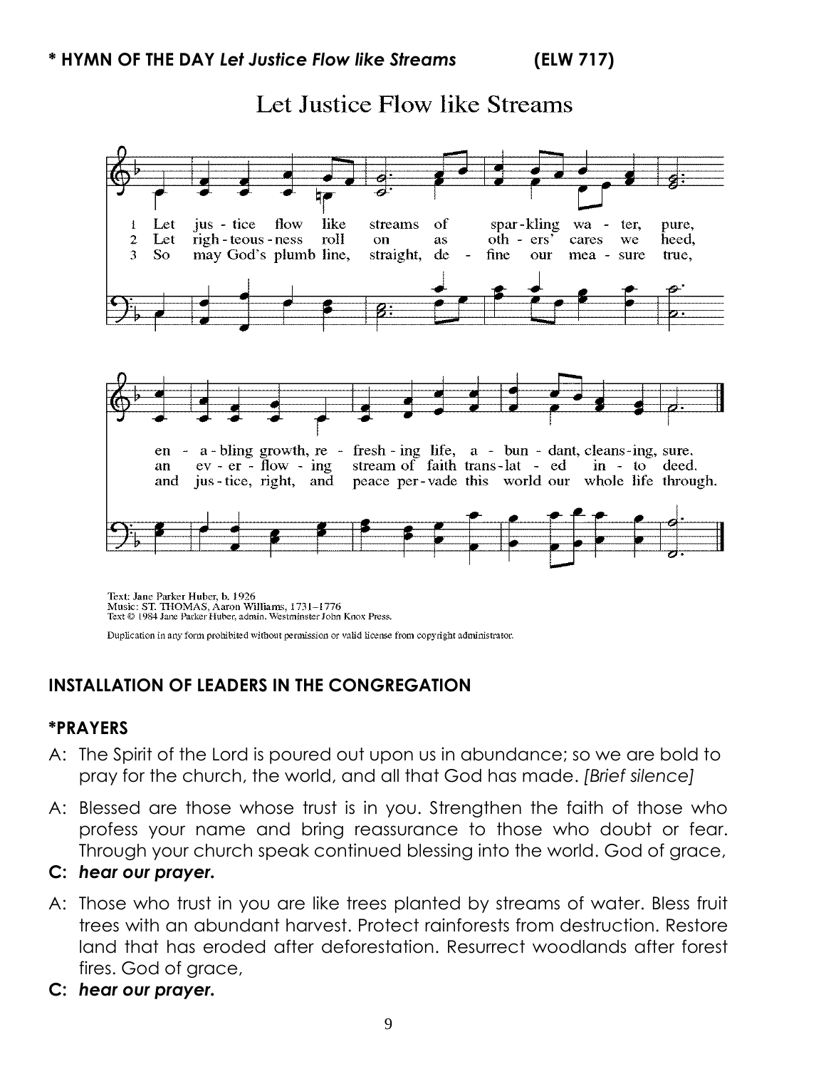**\* HYMN OF THE DAY** ***Let Justice Flow like Streams*** **(ELW 717)**

Let Justice Flow like Streams

1 Let jus - tice flow like streams of spar - kling wa - ter, pure, en - a - bling growth, re - fresh - ing life, a - bun - dant, cleans - ing, sure.

2 Let righ - teous - ness roll on as oth - ers' cares we heed, an ev - er - flow - ing stream of faith trans - lat - ed in - to deed.

3 So may God's plumb line, straight, de - fine our mea - sure true, and jus - tice, right, and peace per - vade this world our whole life through.

Text: Jane Parker Huber, b. 1926
Music: ST. THOMAS, Aaron Williams, 1731–1776
Text © 1984 Jane Parker Huber, admin. Westminster John Knox Press.

Duplication in any form prohibited without permission or valid license from copyright administrator.

## INSTALLATION OF LEADERS IN THE CONGREGATION

## *PRAYERS

A: The Spirit of the Lord is poured out upon us in abundance; so we are bold to pray for the church, the world, and all that God has made. *[Brief silence]*

A: Blessed are those whose trust is in you. Strengthen the faith of those who profess your name and bring reassurance to those who doubt or fear. Through your church speak continued blessing into the world. God of grace,

**C:** ***hear our prayer.***

A: Those who trust in you are like trees planted by streams of water. Bless fruit trees with an abundant harvest. Protect rainforests from destruction. Restore land that has eroded after deforestation. Resurrect woodlands after forest fires. God of grace,

**C:** ***hear our prayer.***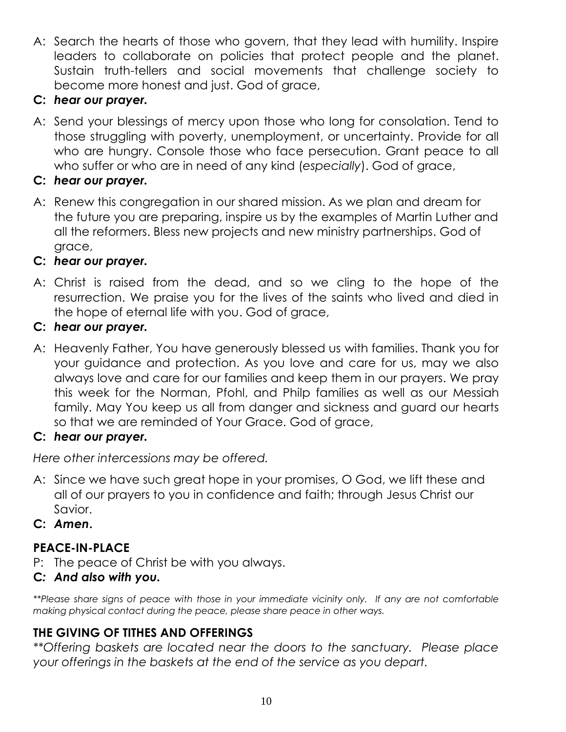A: Search the hearts of those who govern, that they lead with humility. Inspire leaders to collaborate on policies that protect people and the planet. Sustain truth-tellers and social movements that challenge society to become more honest and just. God of grace,

**C:** ***hear our prayer.***

A: Send your blessings of mercy upon those who long for consolation. Tend to those struggling with poverty, unemployment, or uncertainty. Provide for all who are hungry. Console those who face persecution. Grant peace to all who suffer or who are in need of any kind (*especially*). God of grace,

**C:** ***hear our prayer.***

A: Renew this congregation in our shared mission. As we plan and dream for the future you are preparing, inspire us by the examples of Martin Luther and all the reformers. Bless new projects and new ministry partnerships. God of grace,

**C:** ***hear our prayer.***

A: Christ is raised from the dead, and so we cling to the hope of the resurrection. We praise you for the lives of the saints who lived and died in the hope of eternal life with you. God of grace,

**C:** ***hear our prayer.***

A: Heavenly Father, You have generously blessed us with families. Thank you for your guidance and protection. As you love and care for us, may we also always love and care for our families and keep them in our prayers. We pray this week for the Norman, Pfohl, and Philp families as well as our Messiah family. May You keep us all from danger and sickness and guard our hearts so that we are reminded of Your Grace. God of grace,

**C:** ***hear our prayer.***

*Here other intercessions may be offered.*

A: Since we have such great hope in your promises, O God, we lift these and all of our prayers to you in confidence and faith; through Jesus Christ our Savior.

**C:** ***Amen.***

## PEACE-IN-PLACE

P: The peace of Christ be with you always.

***C: And also with you.***

*\*\*Please share signs of peace with those in your immediate vicinity only. If any are not comfortable making physical contact during the peace, please share peace in other ways.*

## THE GIVING OF TITHES AND OFFERINGS

*\*\*Offering baskets are located near the doors to the sanctuary. Please place your offerings in the baskets at the end of the service as you depart.*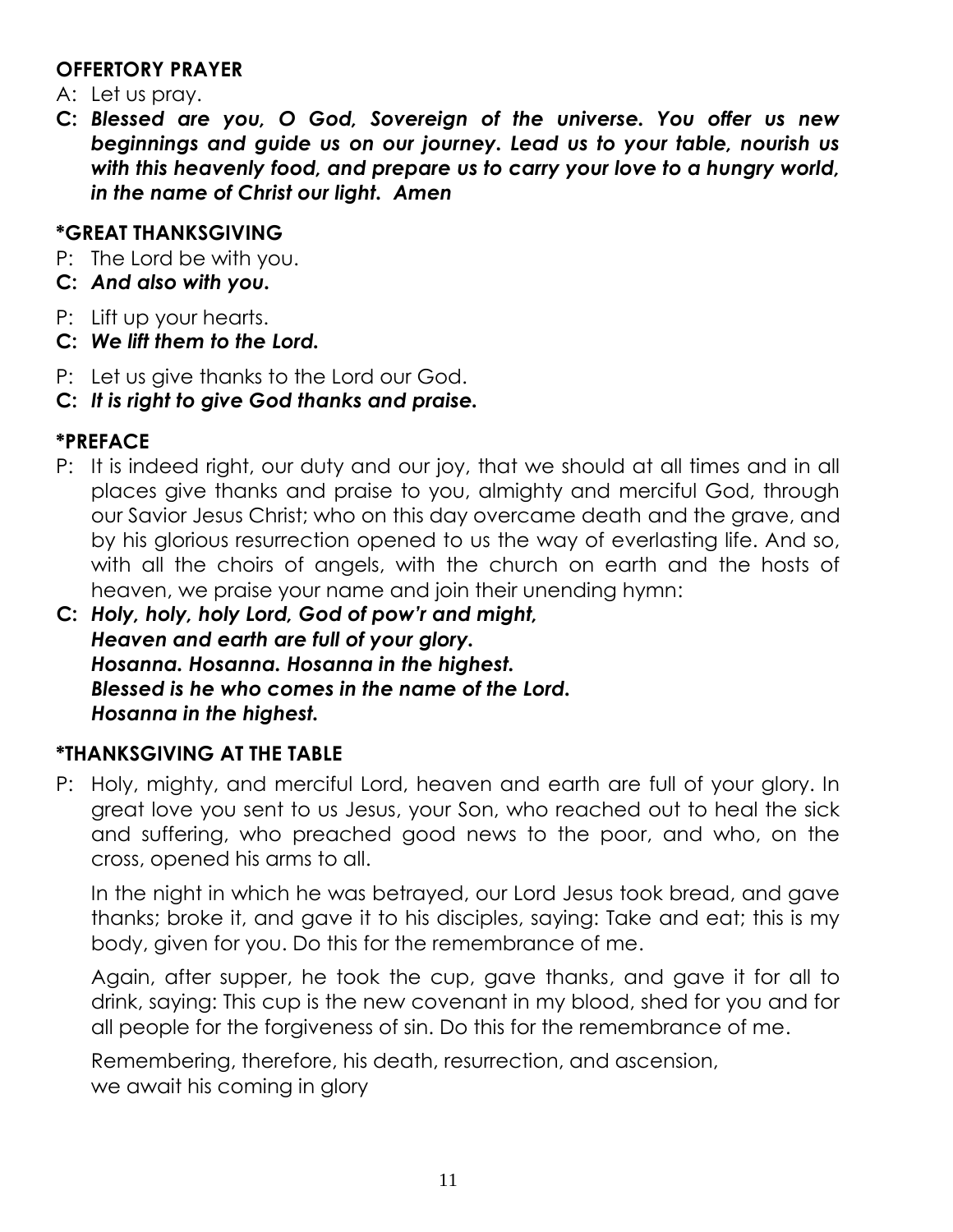**OFFERTORY PRAYER**

A: Let us pray.

**C:** ***Blessed are you, O God, Sovereign of the universe. You offer us new beginnings and guide us on our journey. Lead us to your table, nourish us with this heavenly food, and prepare us to carry your love to a hungry world, in the name of Christ our light. Amen***

**\*GREAT THANKSGIVING**

P: The Lord be with you.

**C:** ***And also with you.***

P: Lift up your hearts.

**C:** ***We lift them to the Lord.***

P: Let us give thanks to the Lord our God.

**C:** ***It is right to give God thanks and praise.***

**\*PREFACE**

P: It is indeed right, our duty and our joy, that we should at all times and in all places give thanks and praise to you, almighty and merciful God, through our Savior Jesus Christ; who on this day overcame death and the grave, and by his glorious resurrection opened to us the way of everlasting life. And so, with all the choirs of angels, with the church on earth and the hosts of heaven, we praise your name and join their unending hymn:

**C:** ***Holy, holy, holy Lord, God of pow'r and might,***
***Heaven and earth are full of your glory.***
***Hosanna. Hosanna. Hosanna in the highest.***
***Blessed is he who comes in the name of the Lord.***
***Hosanna in the highest.***

**\*THANKSGIVING AT THE TABLE**

P: Holy, mighty, and merciful Lord, heaven and earth are full of your glory. In great love you sent to us Jesus, your Son, who reached out to heal the sick and suffering, who preached good news to the poor, and who, on the cross, opened his arms to all.

In the night in which he was betrayed, our Lord Jesus took bread, and gave thanks; broke it, and gave it to his disciples, saying: Take and eat; this is my body, given for you. Do this for the remembrance of me.

Again, after supper, he took the cup, gave thanks, and gave it for all to drink, saying: This cup is the new covenant in my blood, shed for you and for all people for the forgiveness of sin. Do this for the remembrance of me.

Remembering, therefore, his death, resurrection, and ascension,
we await his coming in glory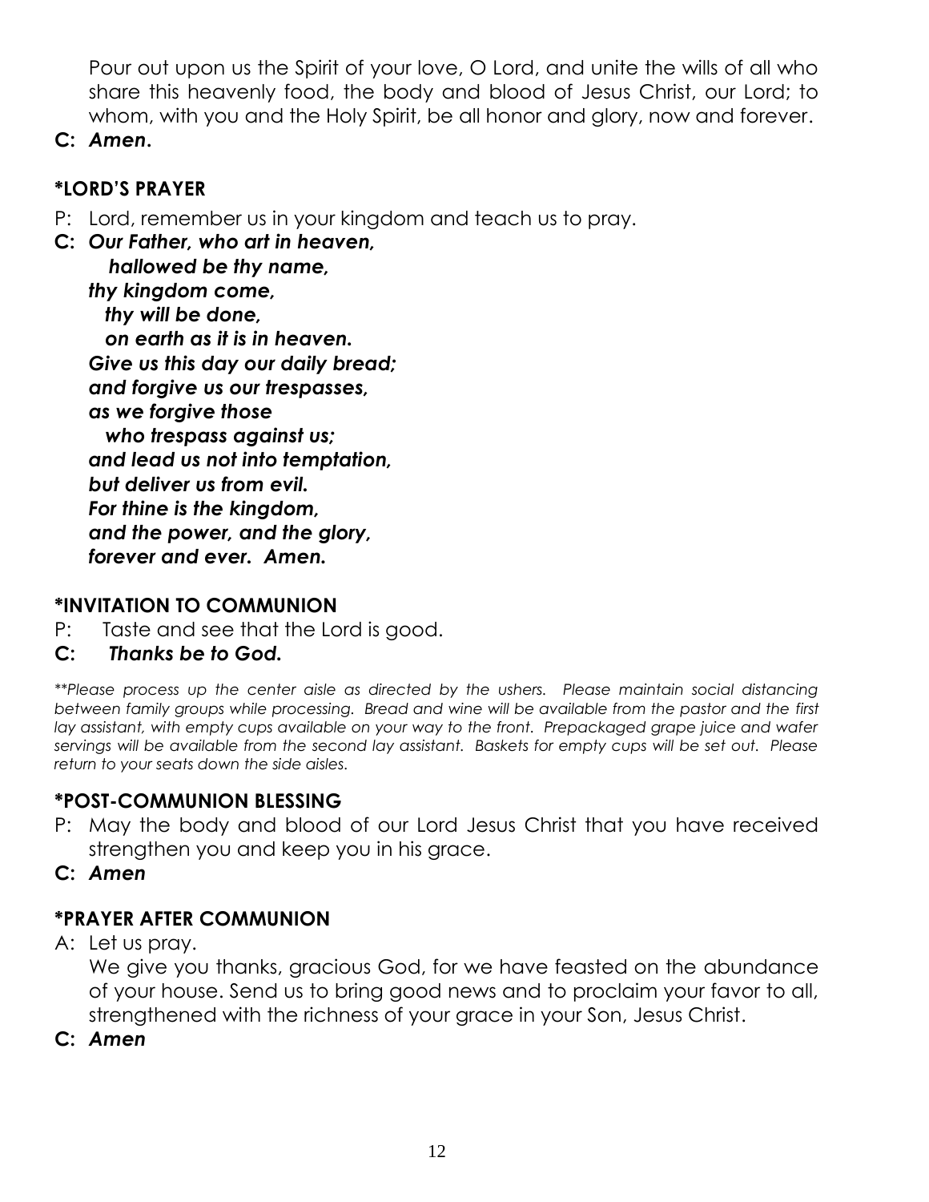Pour out upon us the Spirit of your love, O Lord, and unite the wills of all who share this heavenly food, the body and blood of Jesus Christ, our Lord; to whom, with you and the Holy Spirit, be all honor and glory, now and forever.

**C:** ***Amen.***

### *LORD'S PRAYER

P: Lord, remember us in your kingdom and teach us to pray.

**C:** ***Our Father, who art in heaven,***
***hallowed be thy name,***
***thy kingdom come,***
***thy will be done,***
***on earth as it is in heaven.***
***Give us this day our daily bread;***
***and forgive us our trespasses,***
***as we forgive those***
***who trespass against us;***
***and lead us not into temptation,***
***but deliver us from evil.***
***For thine is the kingdom,***
***and the power, and the glory,***
***forever and ever. Amen.***

### *INVITATION TO COMMUNION

P: Taste and see that the Lord is good.

**C:** ***Thanks be to God.***

*\*\*Please process up the center aisle as directed by the ushers. Please maintain social distancing between family groups while processing. Bread and wine will be available from the pastor and the first lay assistant, with empty cups available on your way to the front. Prepackaged grape juice and wafer servings will be available from the second lay assistant. Baskets for empty cups will be set out. Please return to your seats down the side aisles.*

### *POST-COMMUNION BLESSING

P: May the body and blood of our Lord Jesus Christ that you have received strengthen you and keep you in his grace.

**C:** ***Amen***

### *PRAYER AFTER COMMUNION

A: Let us pray.
We give you thanks, gracious God, for we have feasted on the abundance of your house. Send us to bring good news and to proclaim your favor to all, strengthened with the richness of your grace in your Son, Jesus Christ.

**C:** ***Amen***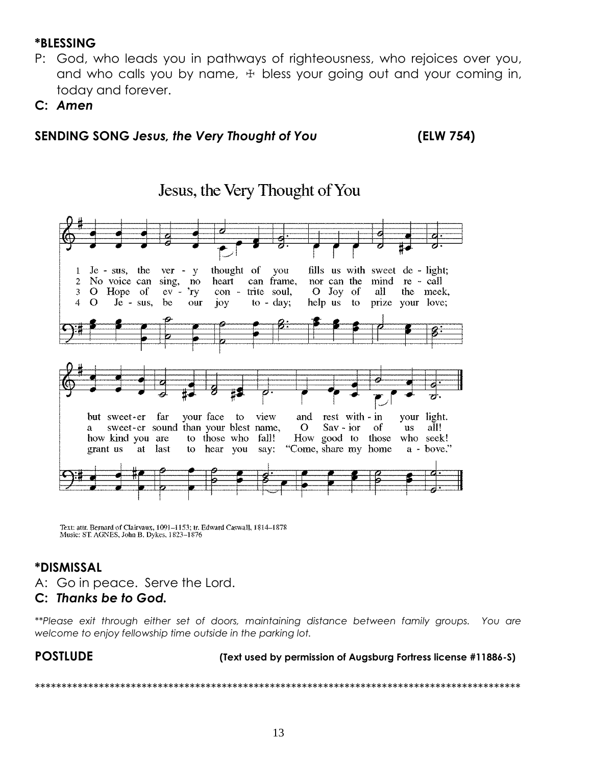**\*BLESSING**

P: God, who leads you in pathways of righteousness, who rejoices over you, and who calls you by name, ☩ bless your going out and your coming in, today and forever.

**C:** ***Amen***

**SENDING SONG** ***Jesus, the Very Thought of You*** **(ELW 754)**

Jesus, the Very Thought of You

1 Jesus, the very thought of you fills us with sweet delight; but sweeter far your face to view and rest within your light.

2 No voice can sing, no heart can frame, nor can the mind recall a sweeter sound than your blest name, O Savior of us all!

3 O Hope of ev'ry contrite soul, O Joy of all the meek, how kind you are to those who fall! How good to those who seek!

4 O Jesus, be our joy today; help us to prize your love; grant us at last to hear you say: "Come, share my home above."

Text: attr. Bernard of Clairvaux, 1091–1153; tr. Edward Caswall, 1814–1878
Music: ST. AGNES, John B. Dykes, 1823–1876

**\*DISMISSAL**

A: Go in peace. Serve the Lord.

**C:** ***Thanks be to God.***

*\*\*Please exit through either set of doors, maintaining distance between family groups. You are welcome to enjoy fellowship time outside in the parking lot.*

**POSTLUDE** **(Text used by permission of Augsburg Fortress license #11886-S)**

\*\*\*\*\*\*\*\*\*\*\*\*\*\*\*\*\*\*\*\*\*\*\*\*\*\*\*\*\*\*\*\*\*\*\*\*\*\*\*\*\*\*\*\*\*\*\*\*\*\*\*\*\*\*\*\*\*\*\*\*\*\*\*\*\*\*\*\*\*\*\*\*\*\*\*\*\*\*\*\*\*\*\*\*\*\*\*\*\*\*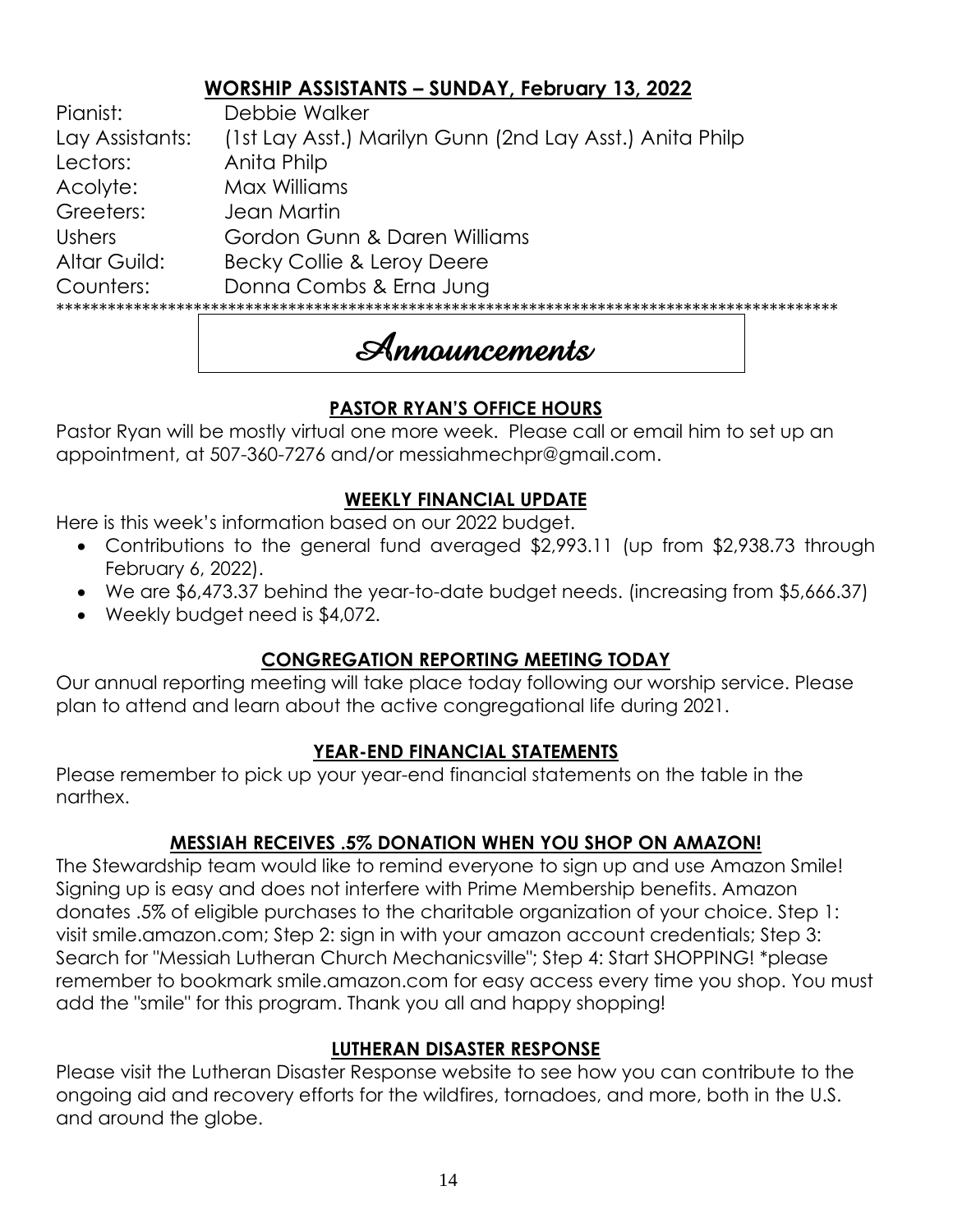## WORSHIP ASSISTANTS – SUNDAY, February 13, 2022

| | |
|---|---|
| Pianist: | Debbie Walker |
| Lay Assistants: | (1st Lay Asst.) Marilyn Gunn (2nd Lay Asst.) Anita Philp |
| Lectors: | Anita Philp |
| Acolyte: | Max Williams |
| Greeters: | Jean Martin |
| Ushers | Gordon Gunn & Daren Williams |
| Altar Guild: | Becky Collie & Leroy Deere |
| Counters: | Donna Combs & Erna Jung |

*******************************************************************************************

# Announcements

### PASTOR RYAN'S OFFICE HOURS

Pastor Ryan will be mostly virtual one more week. Please call or email him to set up an appointment, at 507-360-7276 and/or messiahmechpr@gmail.com.

### WEEKLY FINANCIAL UPDATE

Here is this week's information based on our 2022 budget.

- Contributions to the general fund averaged $2,993.11 (up from $2,938.73 through February 6, 2022).
- We are $6,473.37 behind the year-to-date budget needs. (increasing from $5,666.37)
- Weekly budget need is $4,072.

### CONGREGATION REPORTING MEETING TODAY

Our annual reporting meeting will take place today following our worship service. Please plan to attend and learn about the active congregational life during 2021.

### YEAR-END FINANCIAL STATEMENTS

Please remember to pick up your year-end financial statements on the table in the narthex.

### MESSIAH RECEIVES .5% DONATION WHEN YOU SHOP ON AMAZON!

The Stewardship team would like to remind everyone to sign up and use Amazon Smile! Signing up is easy and does not interfere with Prime Membership benefits. Amazon donates .5% of eligible purchases to the charitable organization of your choice. Step 1: visit smile.amazon.com; Step 2: sign in with your amazon account credentials; Step 3: Search for "Messiah Lutheran Church Mechanicsville"; Step 4: Start SHOPPING! *please remember to bookmark smile.amazon.com for easy access every time you shop. You must add the "smile" for this program. Thank you all and happy shopping!

### LUTHERAN DISASTER RESPONSE

Please visit the Lutheran Disaster Response website to see how you can contribute to the ongoing aid and recovery efforts for the wildfires, tornadoes, and more, both in the U.S. and around the globe.